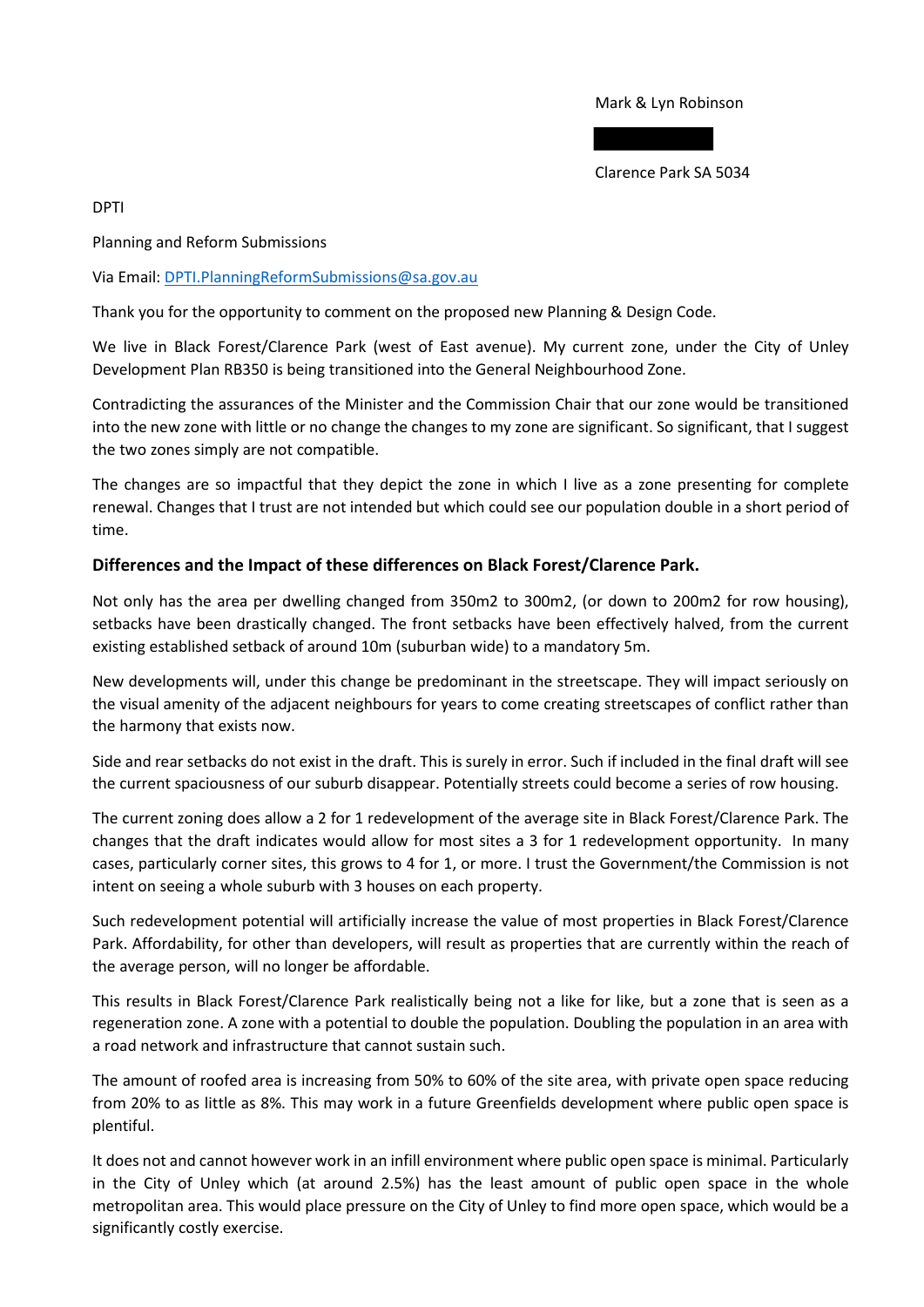Mark & Lyn Robinson

Clarence Park SA 5034

DPTI

Planning and Reform Submissions

Via Email: DPTI.PlanningReformSubmissions@sa.gov.au

Thank you for the opportunity to comment on the proposed new Planning & Design Code.

We live in Black Forest/Clarence Park (west of East avenue). My current zone, under the City of Unley Development Plan RB350 is being transitioned into the General Neighbourhood Zone.

Contradicting the assurances of the Minister and the Commission Chair that our zone would be transitioned into the new zone with little or no change the changes to my zone are significant. So significant, that I suggest the two zones simply are not compatible.

The changes are so impactful that they depict the zone in which I live as a zone presenting for complete renewal. Changes that I trust are not intended but which could see our population double in a short period of time.

### Differences and the Impact of these differences on Black Forest/Clarence Park.

Not only has the area per dwelling changed from 350m2 to 300m2, (or down to 200m2 for row housing), setbacks have been drastically changed. The front setbacks have been effectively halved, from the current existing established setback of around 10m (suburban wide) to a mandatory 5m.

New developments will, under this change be predominant in the streetscape. They will impact seriously on the visual amenity of the adjacent neighbours for years to come creating streetscapes of conflict rather than the harmony that exists now.

Side and rear setbacks do not exist in the draft. This is surely in error. Such if included in the final draft will see the current spaciousness of our suburb disappear. Potentially streets could become a series of row housing.

The current zoning does allow a 2 for 1 redevelopment of the average site in Black Forest/Clarence Park. The changes that the draft indicates would allow for most sites a 3 for 1 redevelopment opportunity. In many cases, particularly corner sites, this grows to 4 for 1, or more. I trust the Government/the Commission is not intent on seeing a whole suburb with 3 houses on each property.

Such redevelopment potential will artificially increase the value of most properties in Black Forest/Clarence Park. Affordability, for other than developers, will result as properties that are currently within the reach of the average person, will no longer be affordable.

This results in Black Forest/Clarence Park realistically being not a like for like, but a zone that is seen as a regeneration zone. A zone with a potential to double the population. Doubling the population in an area with a road network and infrastructure that cannot sustain such.

The amount of roofed area is increasing from 50% to 60% of the site area, with private open space reducing from 20% to as little as 8%. This may work in a future Greenfields development where public open space is plentiful.

It does not and cannot however work in an infill environment where public open space is minimal. Particularly in the City of Unley which (at around 2.5%) has the least amount of public open space in the whole metropolitan area. This would place pressure on the City of Unley to find more open space, which would be a significantly costly exercise.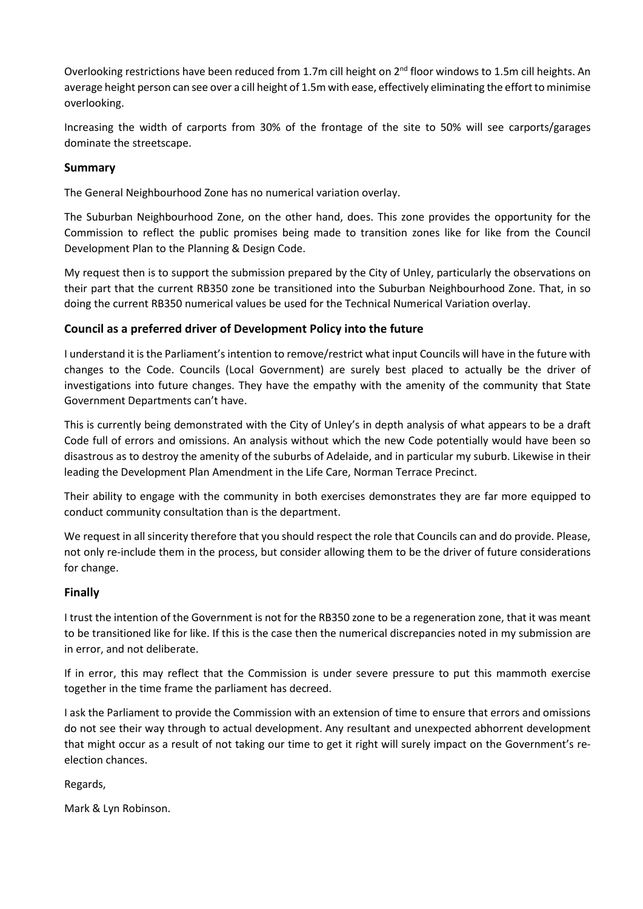Overlooking restrictions have been reduced from 1.7m cill height on 2nd floor windows to 1.5m cill heights. An average height person can see over a cill height of 1.5m with ease, effectively eliminating the effort to minimise overlooking.

Increasing the width of carports from 30% of the frontage of the site to 50% will see carports/garages dominate the streetscape.

## Summary

The General Neighbourhood Zone has no numerical variation overlay.

The Suburban Neighbourhood Zone, on the other hand, does. This zone provides the opportunity for the Commission to reflect the public promises being made to transition zones like for like from the Council Development Plan to the Planning & Design Code.

My request then is to support the submission prepared by the City of Unley, particularly the observations on their part that the current RB350 zone be transitioned into the Suburban Neighbourhood Zone. That, in so doing the current RB350 numerical values be used for the Technical Numerical Variation overlay.

## Council as a preferred driver of Development Policy into the future

I understand it is the Parliament's intention to remove/restrict what input Councils will have in the future with changes to the Code. Councils (Local Government) are surely best placed to actually be the driver of investigations into future changes. They have the empathy with the amenity of the community that State Government Departments can't have.

This is currently being demonstrated with the City of Unley's in depth analysis of what appears to be a draft Code full of errors and omissions. An analysis without which the new Code potentially would have been so disastrous as to destroy the amenity of the suburbs of Adelaide, and in particular my suburb. Likewise in their leading the Development Plan Amendment in the Life Care, Norman Terrace Precinct.

Their ability to engage with the community in both exercises demonstrates they are far more equipped to conduct community consultation than is the department.

We request in all sincerity therefore that you should respect the role that Councils can and do provide. Please, not only re-include them in the process, but consider allowing them to be the driver of future considerations for change.

## Finally

I trust the intention of the Government is not for the RB350 zone to be a regeneration zone, that it was meant to be transitioned like for like. If this is the case then the numerical discrepancies noted in my submission are in error, and not deliberate.

If in error, this may reflect that the Commission is under severe pressure to put this mammoth exercise together in the time frame the parliament has decreed.

I ask the Parliament to provide the Commission with an extension of time to ensure that errors and omissions do not see their way through to actual development. Any resultant and unexpected abhorrent development that might occur as a result of not taking our time to get it right will surely impact on the Government's re-election chances.

Regards,

Mark & Lyn Robinson.